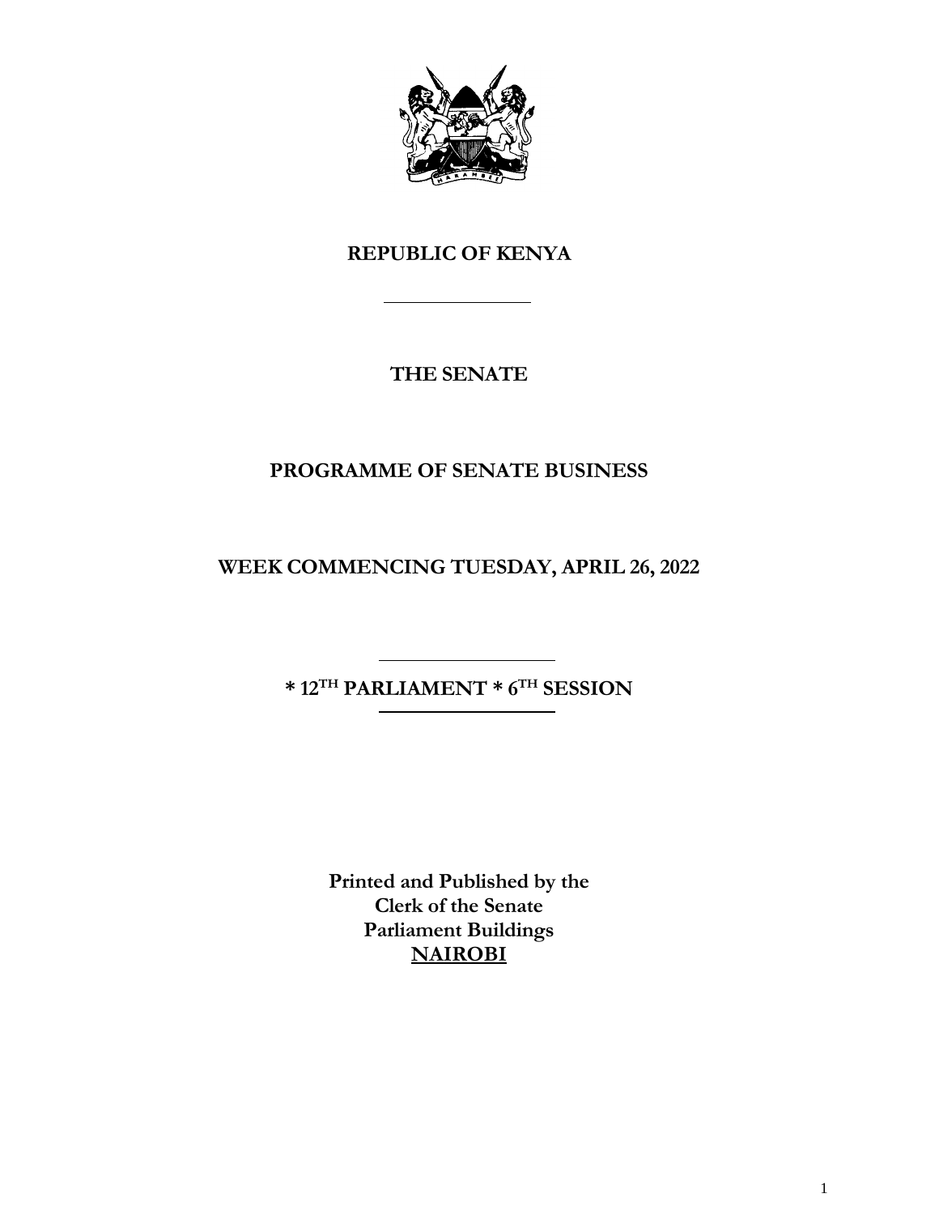# REPUBLIC OF KENYA

---

## THE SENATE

## PROGRAMME OF SENATE BUSINESS

## WEEK COMMENCING TUESDAY, APRIL 26, 2022

---

**\* 12TH PARLIAMENT \* 6TH SESSION**

---

**Printed and Published by the**
**Clerk of the Senate**
**Parliament Buildings**
**NAIROBI**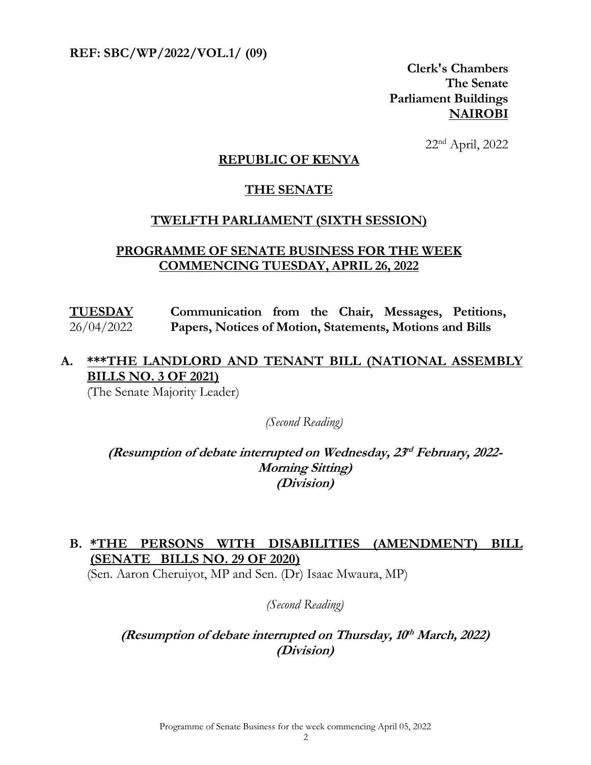**REF: SBC/WP/2022/VOL.1/ (09)**

**Clerk's Chambers**
**The Senate**
**Parliament Buildings**
**NAIROBI**

22nd April, 2022

## REPUBLIC OF KENYA

## THE SENATE

## TWELFTH PARLIAMENT (SIXTH SESSION)

## PROGRAMME OF SENATE BUSINESS FOR THE WEEK COMMENCING TUESDAY, APRIL 26, 2022

**TUESDAY** 26/04/2022 — **Communication from the Chair, Messages, Petitions, Papers, Notices of Motion, Statements, Motions and Bills**

**A. ***THE LANDLORD AND TENANT BILL (NATIONAL ASSEMBLY BILLS NO. 3 OF 2021)**
(The Senate Majority Leader)

*(Second Reading)*

***(Resumption of debate interrupted on Wednesday, 23rd February, 2022-Morning Sitting)***
***(Division)***

**B. *THE PERSONS WITH DISABILITIES (AMENDMENT) BILL (SENATE BILLS NO. 29 OF 2020)**
(Sen. Aaron Cheruiyot, MP and Sen. (Dr) Isaac Mwaura, MP)

*(Second Reading)*

***(Resumption of debate interrupted on Thursday, 10th March, 2022)***
***(Division)***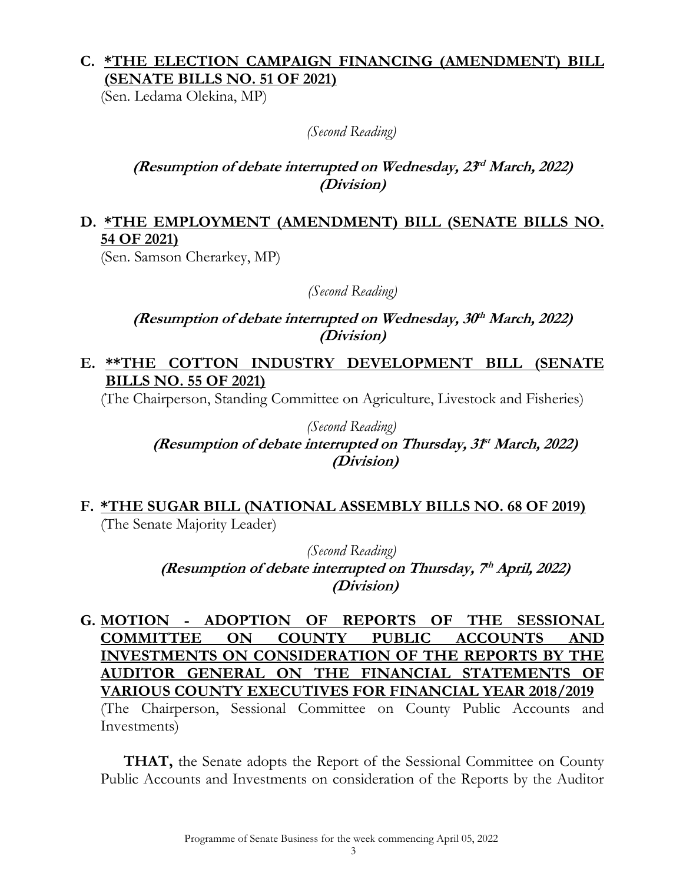**C. <u>\*THE ELECTION CAMPAIGN FINANCING (AMENDMENT) BILL (SENATE BILLS NO. 51 OF 2021)</u>**

(Sen. Ledama Olekina, MP)

*(Second Reading)*

***(Resumption of debate interrupted on Wednesday, 23rd March, 2022)***
***(Division)***

**D. <u>\*THE EMPLOYMENT (AMENDMENT) BILL (SENATE BILLS NO. 54 OF 2021)</u>**

(Sen. Samson Cherarkey, MP)

*(Second Reading)*

***(Resumption of debate interrupted on Wednesday, 30th March, 2022)***
***(Division)***

**E. <u>\*\*THE COTTON INDUSTRY DEVELOPMENT BILL (SENATE BILLS NO. 55 OF 2021)</u>**

(The Chairperson, Standing Committee on Agriculture, Livestock and Fisheries)

*(Second Reading)*

***(Resumption of debate interrupted on Thursday, 31st March, 2022)***
***(Division)***

**F. <u>\*THE SUGAR BILL (NATIONAL ASSEMBLY BILLS NO. 68 OF 2019)</u>**

(The Senate Majority Leader)

*(Second Reading)*

***(Resumption of debate interrupted on Thursday, 7th April, 2022)***
***(Division)***

**G. <u>MOTION - ADOPTION OF REPORTS OF THE SESSIONAL COMMITTEE ON COUNTY PUBLIC ACCOUNTS AND INVESTMENTS ON CONSIDERATION OF THE REPORTS BY THE AUDITOR GENERAL ON THE FINANCIAL STATEMENTS OF VARIOUS COUNTY EXECUTIVES FOR FINANCIAL YEAR 2018/2019</u>**

(The Chairperson, Sessional Committee on County Public Accounts and Investments)

**THAT,** the Senate adopts the Report of the Sessional Committee on County Public Accounts and Investments on consideration of the Reports by the Auditor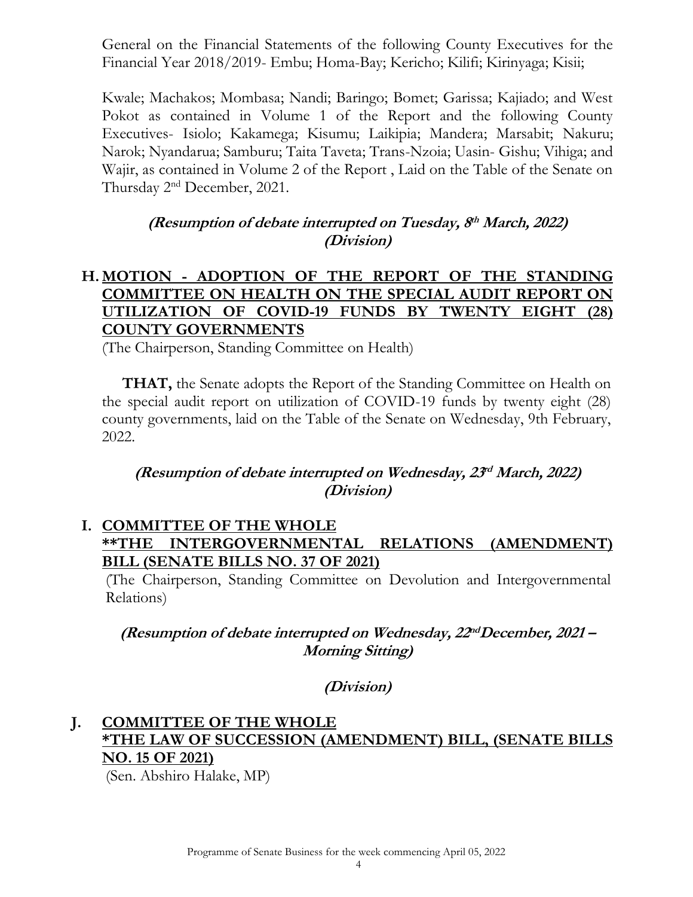General on the Financial Statements of the following County Executives for the Financial Year 2018/2019- Embu; Homa-Bay; Kericho; Kilifi; Kirinyaga; Kisii;

Kwale; Machakos; Mombasa; Nandi; Baringo; Bomet; Garissa; Kajiado; and West Pokot as contained in Volume 1 of the Report and the following County Executives- Isiolo; Kakamega; Kisumu; Laikipia; Mandera; Marsabit; Nakuru; Narok; Nyandarua; Samburu; Taita Taveta; Trans-Nzoia; Uasin- Gishu; Vihiga; and Wajir, as contained in Volume 2 of the Report , Laid on the Table of the Senate on Thursday 2nd December, 2021.

***(Resumption of debate interrupted on Tuesday, 8th March, 2022)***
***(Division)***

## H. MOTION - ADOPTION OF THE REPORT OF THE STANDING COMMITTEE ON HEALTH ON THE SPECIAL AUDIT REPORT ON UTILIZATION OF COVID-19 FUNDS BY TWENTY EIGHT (28) COUNTY GOVERNMENTS

(The Chairperson, Standing Committee on Health)

**THAT,** the Senate adopts the Report of the Standing Committee on Health on the special audit report on utilization of COVID-19 funds by twenty eight (28) county governments, laid on the Table of the Senate on Wednesday, 9th February, 2022.

***(Resumption of debate interrupted on Wednesday, 23rd March, 2022)***
***(Division)***

## I. COMMITTEE OF THE WHOLE
## **THE INTERGOVERNMENTAL RELATIONS (AMENDMENT) BILL (SENATE BILLS NO. 37 OF 2021)

(The Chairperson, Standing Committee on Devolution and Intergovernmental Relations)

***(Resumption of debate interrupted on Wednesday, 22nd December, 2021 – Morning Sitting)***

***(Division)***

## J. COMMITTEE OF THE WHOLE
## *THE LAW OF SUCCESSION (AMENDMENT) BILL, (SENATE BILLS NO. 15 OF 2021)

(Sen. Abshiro Halake, MP)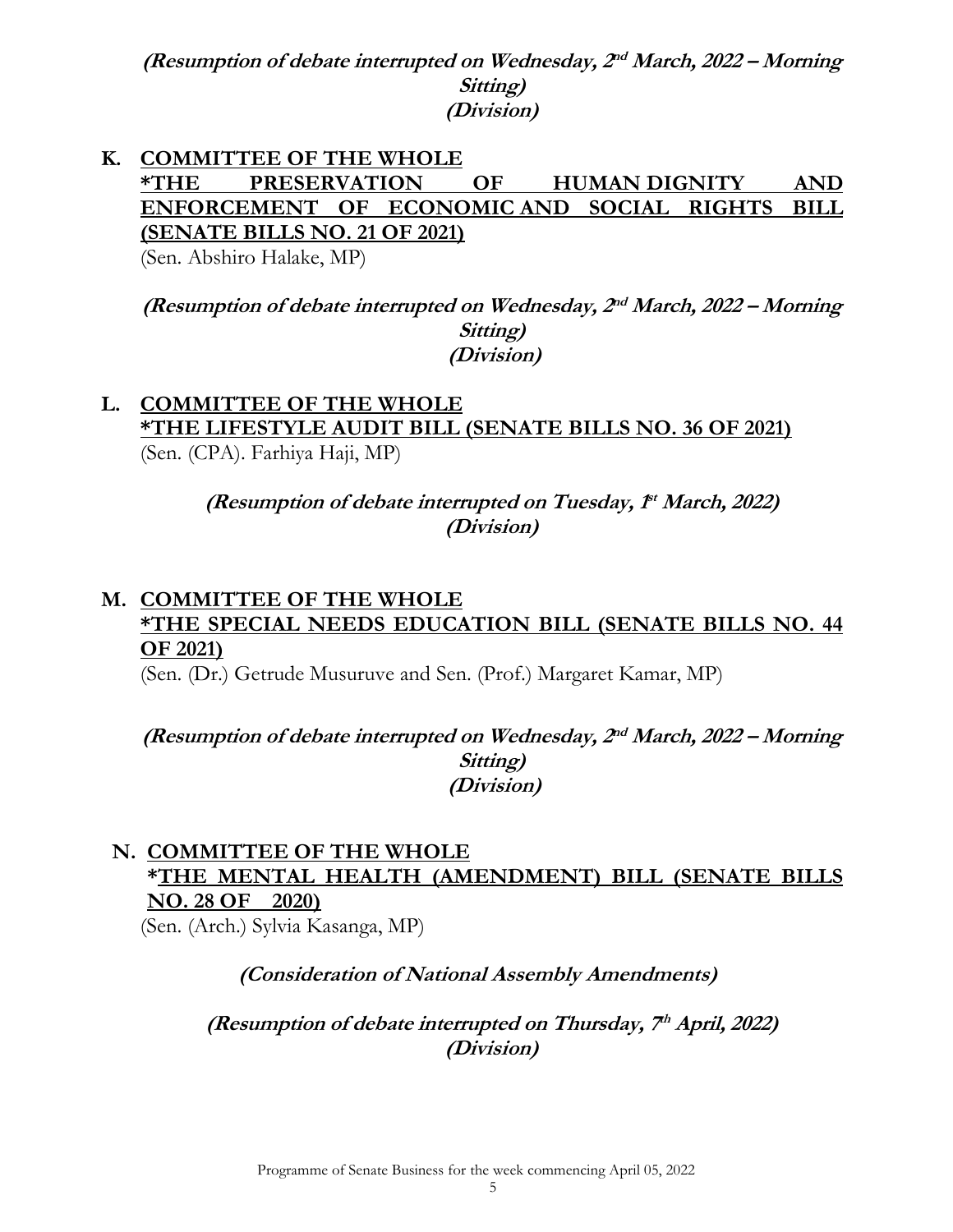***(Resumption of debate interrupted on Wednesday, 2nd March, 2022 – Morning Sitting)***
***(Division)***

**K. COMMITTEE OF THE WHOLE**
**\*THE PRESERVATION OF HUMAN DIGNITY AND ENFORCEMENT OF ECONOMIC AND SOCIAL RIGHTS BILL (SENATE BILLS NO. 21 OF 2021)**
(Sen. Abshiro Halake, MP)

***(Resumption of debate interrupted on Wednesday, 2nd March, 2022 – Morning Sitting)***
***(Division)***

**L. COMMITTEE OF THE WHOLE**
**\*THE LIFESTYLE AUDIT BILL (SENATE BILLS NO. 36 OF 2021)**
(Sen. (CPA). Farhiya Haji, MP)

***(Resumption of debate interrupted on Tuesday, 1st March, 2022)***
***(Division)***

**M. COMMITTEE OF THE WHOLE**
**\*THE SPECIAL NEEDS EDUCATION BILL (SENATE BILLS NO. 44 OF 2021)**
(Sen. (Dr.) Getrude Musuruve and Sen. (Prof.) Margaret Kamar, MP)

***(Resumption of debate interrupted on Wednesday, 2nd March, 2022 – Morning Sitting)***
***(Division)***

**N. COMMITTEE OF THE WHOLE**
**\*THE MENTAL HEALTH (AMENDMENT) BILL (SENATE BILLS NO. 28 OF 2020)**
(Sen. (Arch.) Sylvia Kasanga, MP)

***(Consideration of National Assembly Amendments)***

***(Resumption of debate interrupted on Thursday, 7th April, 2022)***
***(Division)***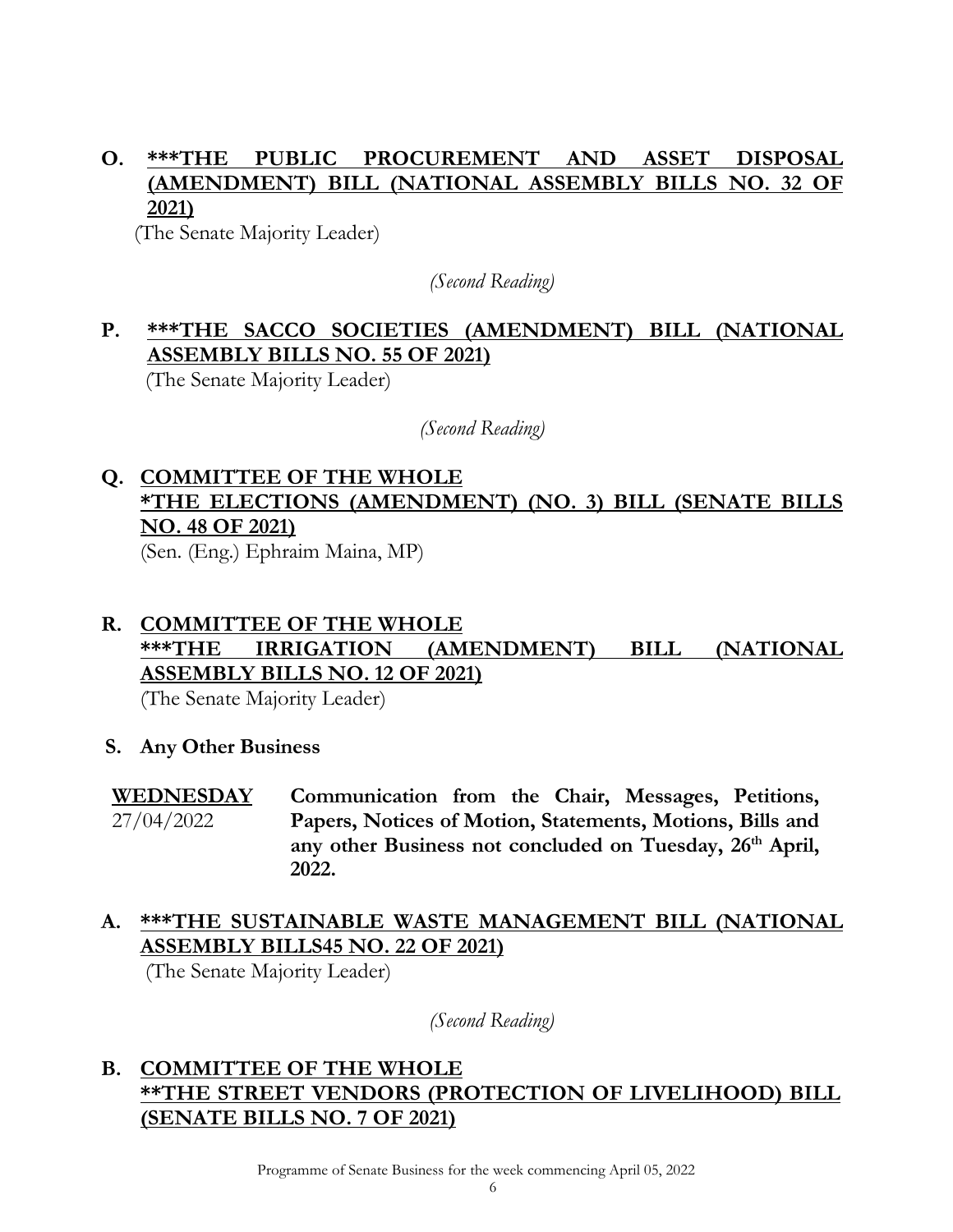**O. <u>***THE PUBLIC PROCUREMENT AND ASSET DISPOSAL (AMENDMENT) BILL (NATIONAL ASSEMBLY BILLS NO. 32 OF 2021)</u>**

(The Senate Majority Leader)

*(Second Reading)*

**P. <u>***THE SACCO SOCIETIES (AMENDMENT) BILL (NATIONAL ASSEMBLY BILLS NO. 55 OF 2021)</u>**

(The Senate Majority Leader)

*(Second Reading)*

**Q. <u>COMMITTEE OF THE WHOLE</u>**
**<u>*THE ELECTIONS (AMENDMENT) (NO. 3) BILL (SENATE BILLS NO. 48 OF 2021)</u>**

(Sen. (Eng.) Ephraim Maina, MP)

**R. <u>COMMITTEE OF THE WHOLE</u>**
**<u>***THE IRRIGATION (AMENDMENT) BILL (NATIONAL ASSEMBLY BILLS NO. 12 OF 2021)</u>**

(The Senate Majority Leader)

**S. Any Other Business**

**<u>WEDNESDAY</u>**
27/04/2022

**Communication from the Chair, Messages, Petitions, Papers, Notices of Motion, Statements, Motions, Bills and any other Business not concluded on Tuesday, 26th April, 2022.**

**A. <u>***THE SUSTAINABLE WASTE MANAGEMENT BILL (NATIONAL ASSEMBLY BILLS45 NO. 22 OF 2021)</u>**

(The Senate Majority Leader)

*(Second Reading)*

**B. <u>COMMITTEE OF THE WHOLE</u>**
**<u>**THE STREET VENDORS (PROTECTION OF LIVELIHOOD) BILL (SENATE BILLS NO. 7 OF 2021)</u>**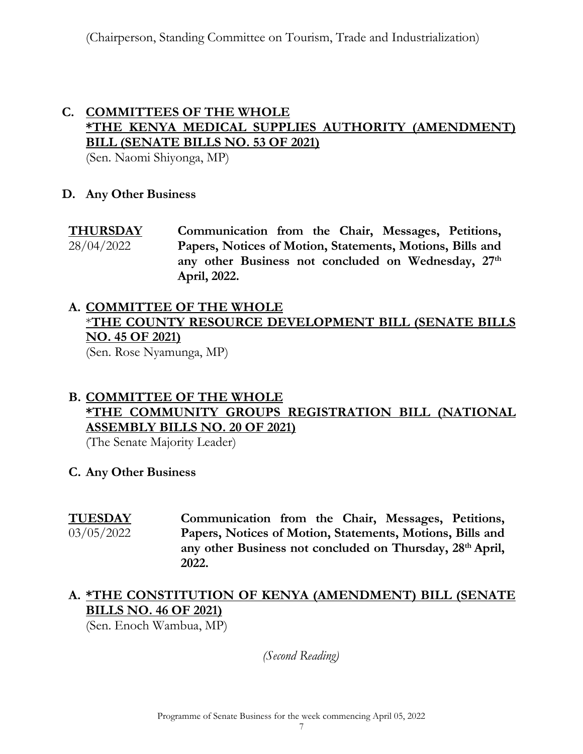(Chairperson, Standing Committee on Tourism, Trade and Industrialization)

**C. COMMITTEES OF THE WHOLE**
**\*THE KENYA MEDICAL SUPPLIES AUTHORITY (AMENDMENT) BILL (SENATE BILLS NO. 53 OF 2021)**
(Sen. Naomi Shiyonga, MP)

**D. Any Other Business**

**THURSDAY** 28/04/2022 — **Communication from the Chair, Messages, Petitions, Papers, Notices of Motion, Statements, Motions, Bills and any other Business not concluded on Wednesday, 27th April, 2022.**

**A. COMMITTEE OF THE WHOLE**
**\*THE COUNTY RESOURCE DEVELOPMENT BILL (SENATE BILLS NO. 45 OF 2021)**
(Sen. Rose Nyamunga, MP)

**B. COMMITTEE OF THE WHOLE**
**\*THE COMMUNITY GROUPS REGISTRATION BILL (NATIONAL ASSEMBLY BILLS NO. 20 OF 2021)**
(The Senate Majority Leader)

**C. Any Other Business**

**TUESDAY** 03/05/2022 — **Communication from the Chair, Messages, Petitions, Papers, Notices of Motion, Statements, Motions, Bills and any other Business not concluded on Thursday, 28th April, 2022.**

**A. \*THE CONSTITUTION OF KENYA (AMENDMENT) BILL (SENATE BILLS NO. 46 OF 2021)**
(Sen. Enoch Wambua, MP)

*(Second Reading)*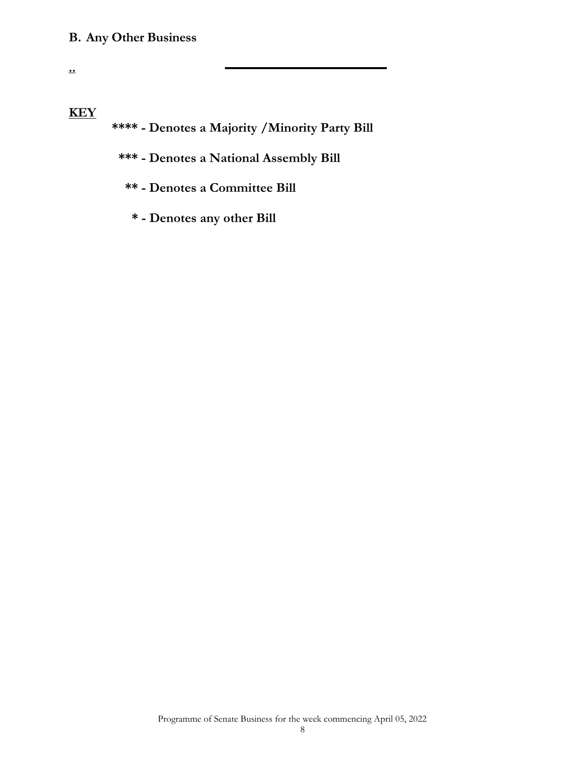**B. Any Other Business**

..

**KEY**

**\*\*\*\* - Denotes a Majority /Minority Party Bill**

**\*\*\* - Denotes a National Assembly Bill**

**\*\* - Denotes a Committee Bill**

**\* - Denotes any other Bill**